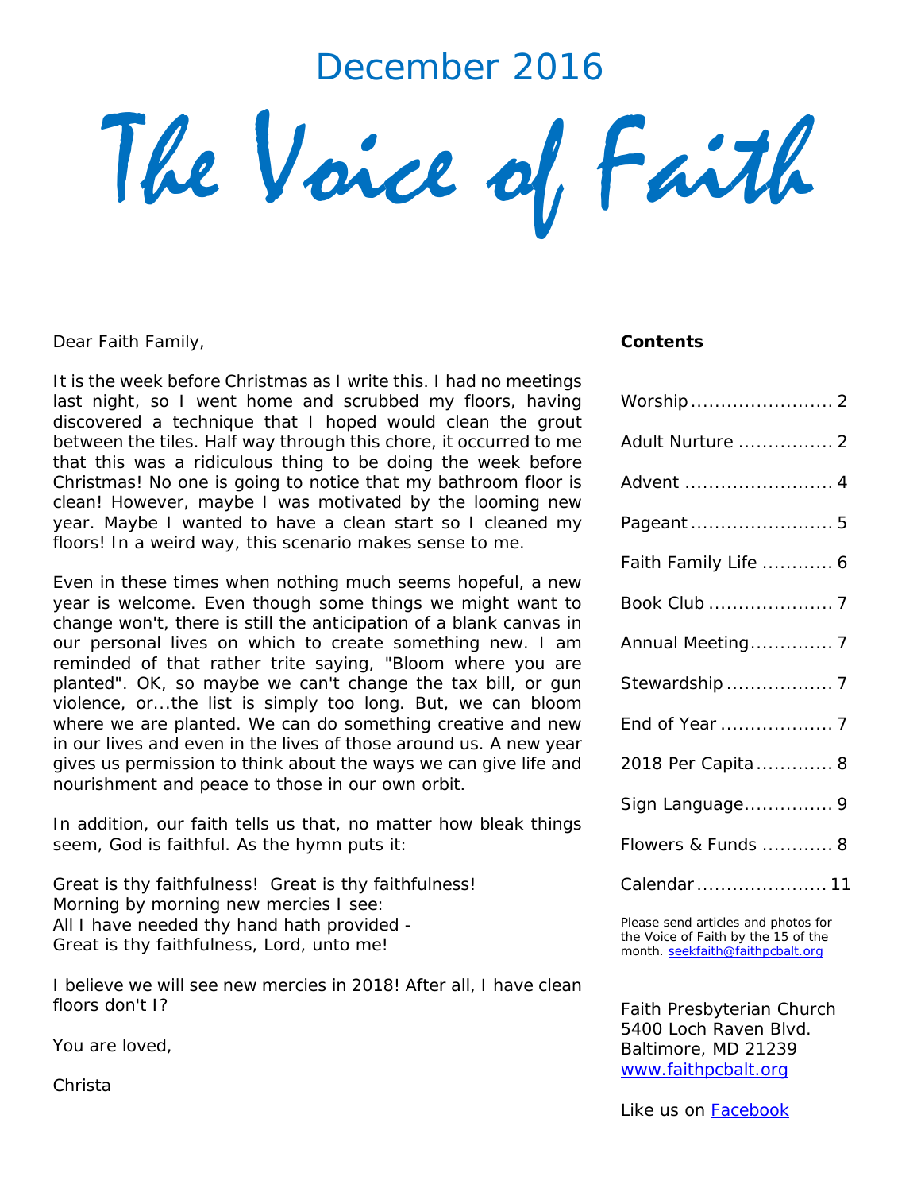December 2016

# The Voice of Faith

Dear Faith Family,

It is the week before Christmas as I write this. I had no meetings last night, so I went home and scrubbed my floors, having discovered a technique that I hoped would clean the grout between the tiles. Half way through this chore, it occurred to me that this was a ridiculous thing to be doing the week before Christmas! No one is going to notice that my bathroom floor is clean! However, maybe I was motivated by the looming new year. Maybe I wanted to have a clean start so I cleaned my floors! In a weird way, this scenario makes sense to me.

Even in these times when nothing much seems hopeful, a new year is welcome. Even though some things we might want to change won't, there is still the anticipation of a blank canvas in our personal lives on which to create something new. I am reminded of that rather trite saying, "Bloom where you are planted". OK, so maybe we can't change the tax bill, or gun violence, or...the list is simply too long. But, we can bloom where we are planted. We can do something creative and new in our lives and even in the lives of those around us. A new year gives us permission to think about the ways we can give life and nourishment and peace to those in our own orbit.

In addition, our faith tells us that, no matter how bleak things seem, God is faithful. As the hymn puts it:

Great is thy faithfulness! Great is thy faithfulness!
Morning by morning new mercies I see:
All I have needed thy hand hath provided -
Great is thy faithfulness, Lord, unto me!

I believe we will see new mercies in 2018! After all, I have clean floors don't I?

You are loved,

Christa

**Contents**

Worship........................ 2
Adult Nurture ................ 2
Advent ......................... 4
Pageant........................ 5
Faith Family Life ............ 6
Book Club ..................... 7
Annual Meeting.............. 7
Stewardship .................. 7
End of Year ................... 7
2018 Per Capita............. 8
Sign Language............... 9
Flowers & Funds ............ 8
Calendar...................... 11

Please send articles and photos for the Voice of Faith by the 15 of the month. seekfaith@faithpcbalt.org

Faith Presbyterian Church
5400 Loch Raven Blvd.
Baltimore, MD 21239
www.faithpcbalt.org

Like us on Facebook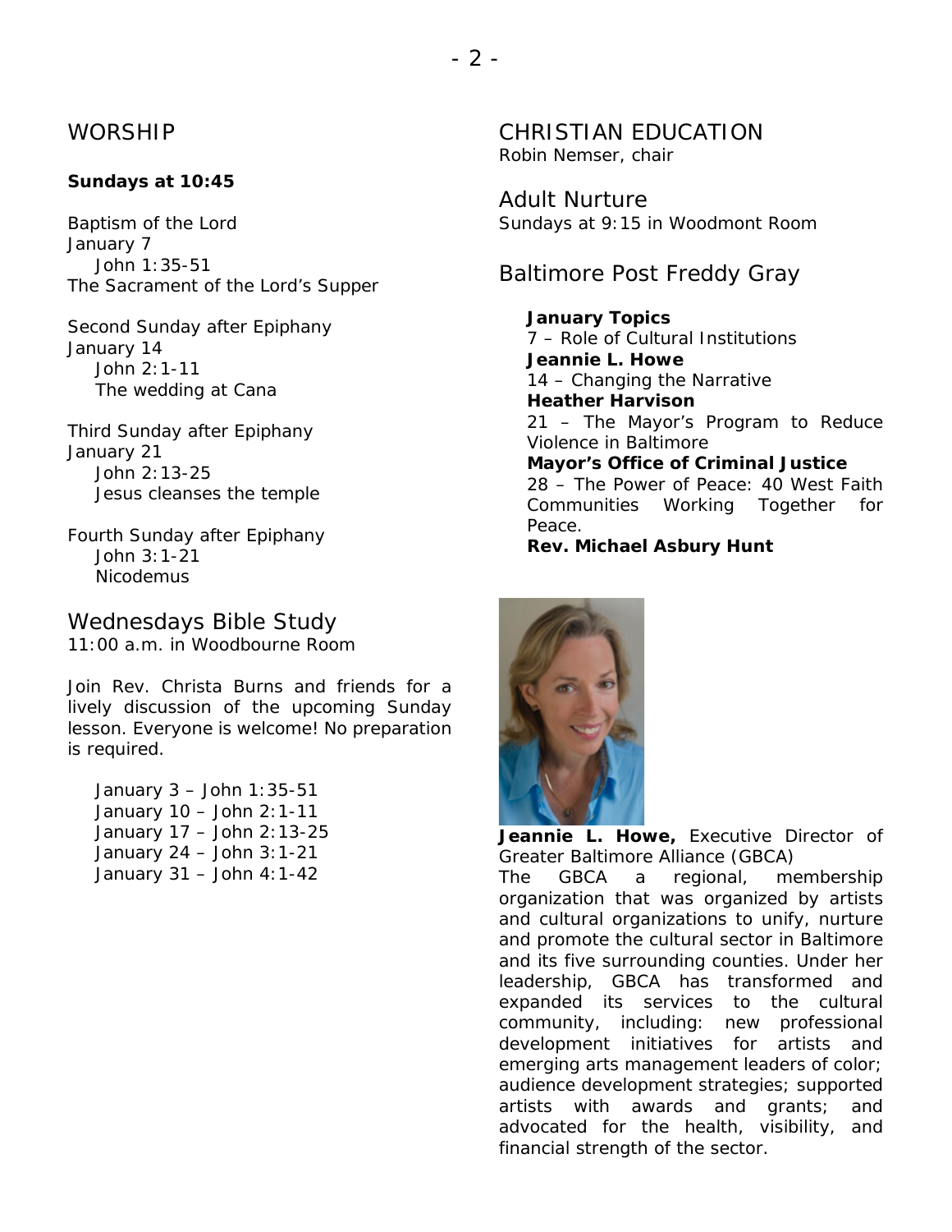## WORSHIP

**Sundays at 10:45**

Baptism of the Lord
January 7
John 1:35-51
The Sacrament of the Lord's Supper

Second Sunday after Epiphany
January 14
John 2:1-11
The wedding at Cana

Third Sunday after Epiphany
January 21
John 2:13-25
Jesus cleanses the temple

Fourth Sunday after Epiphany
John 3:1-21
Nicodemus

### Wednesdays Bible Study

11:00 a.m. in Woodbourne Room

Join Rev. Christa Burns and friends for a lively discussion of the upcoming Sunday lesson. Everyone is welcome! No preparation is required.

- January 3 – John 1:35-51
- January 10 – John 2:1-11
- January 17 – John 2:13-25
- January 24 – John 3:1-21
- January 31 – John 4:1-42

## CHRISTIAN EDUCATION

Robin Nemser, chair

### Adult Nurture

Sundays at 9:15 in Woodmont Room

### Baltimore Post Freddy Gray

**January Topics**

7 – Role of Cultural Institutions
**Jeannie L. Howe**

14 – Changing the Narrative
**Heather Harvison**

21 – The Mayor's Program to Reduce Violence in Baltimore
**Mayor's Office of Criminal Justice**

28 – The Power of Peace: 40 West Faith Communities Working Together for Peace.
**Rev. Michael Asbury Hunt**

**Jeannie L. Howe,** Executive Director of Greater Baltimore Alliance (GBCA)

The GBCA a regional, membership organization that was organized by artists and cultural organizations to unify, nurture and promote the cultural sector in Baltimore and its five surrounding counties. Under her leadership, GBCA has transformed and expanded its services to the cultural community, including: new professional development initiatives for artists and emerging arts management leaders of color; audience development strategies; supported artists with awards and grants; and advocated for the health, visibility, and financial strength of the sector.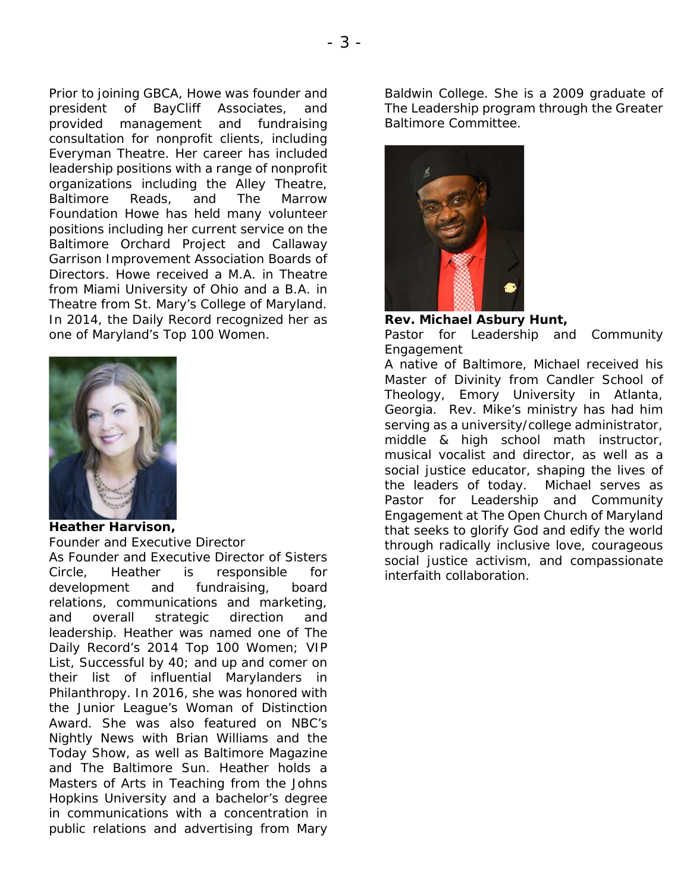Prior to joining GBCA, Howe was founder and president of BayCliff Associates, and provided management and fundraising consultation for nonprofit clients, including Everyman Theatre. Her career has included leadership positions with a range of nonprofit organizations including the Alley Theatre, Baltimore Reads, and The Marrow Foundation Howe has held many volunteer positions including her current service on the Baltimore Orchard Project and Callaway Garrison Improvement Association Boards of Directors. Howe received a M.A. in Theatre from Miami University of Ohio and a B.A. in Theatre from St. Mary's College of Maryland. In 2014, the Daily Record recognized her as one of Maryland's Top 100 Women.

**Heather Harvison,**
Founder and Executive Director

As Founder and Executive Director of Sisters Circle, Heather is responsible for development and fundraising, board relations, communications and marketing, and overall strategic direction and leadership. Heather was named one of The Daily Record's 2014 Top 100 Women; VIP List, Successful by 40; and up and comer on their list of influential Marylanders in Philanthropy. In 2016, she was honored with the Junior League's Woman of Distinction Award. She was also featured on NBC's Nightly News with Brian Williams and the Today Show, as well as Baltimore Magazine and The Baltimore Sun. Heather holds a Masters of Arts in Teaching from the Johns Hopkins University and a bachelor's degree in communications with a concentration in public relations and advertising from Mary Baldwin College. She is a 2009 graduate of The Leadership program through the Greater Baltimore Committee.

**Rev. Michael Asbury Hunt,**
Pastor for Leadership and Community Engagement

A native of Baltimore, Michael received his Master of Divinity from Candler School of Theology, Emory University in Atlanta, Georgia. Rev. Mike's ministry has had him serving as a university/college administrator, middle & high school math instructor, musical vocalist and director, as well as a social justice educator, shaping the lives of the leaders of today. Michael serves as Pastor for Leadership and Community Engagement at The Open Church of Maryland that seeks to glorify God and edify the world through radically inclusive love, courageous social justice activism, and compassionate interfaith collaboration.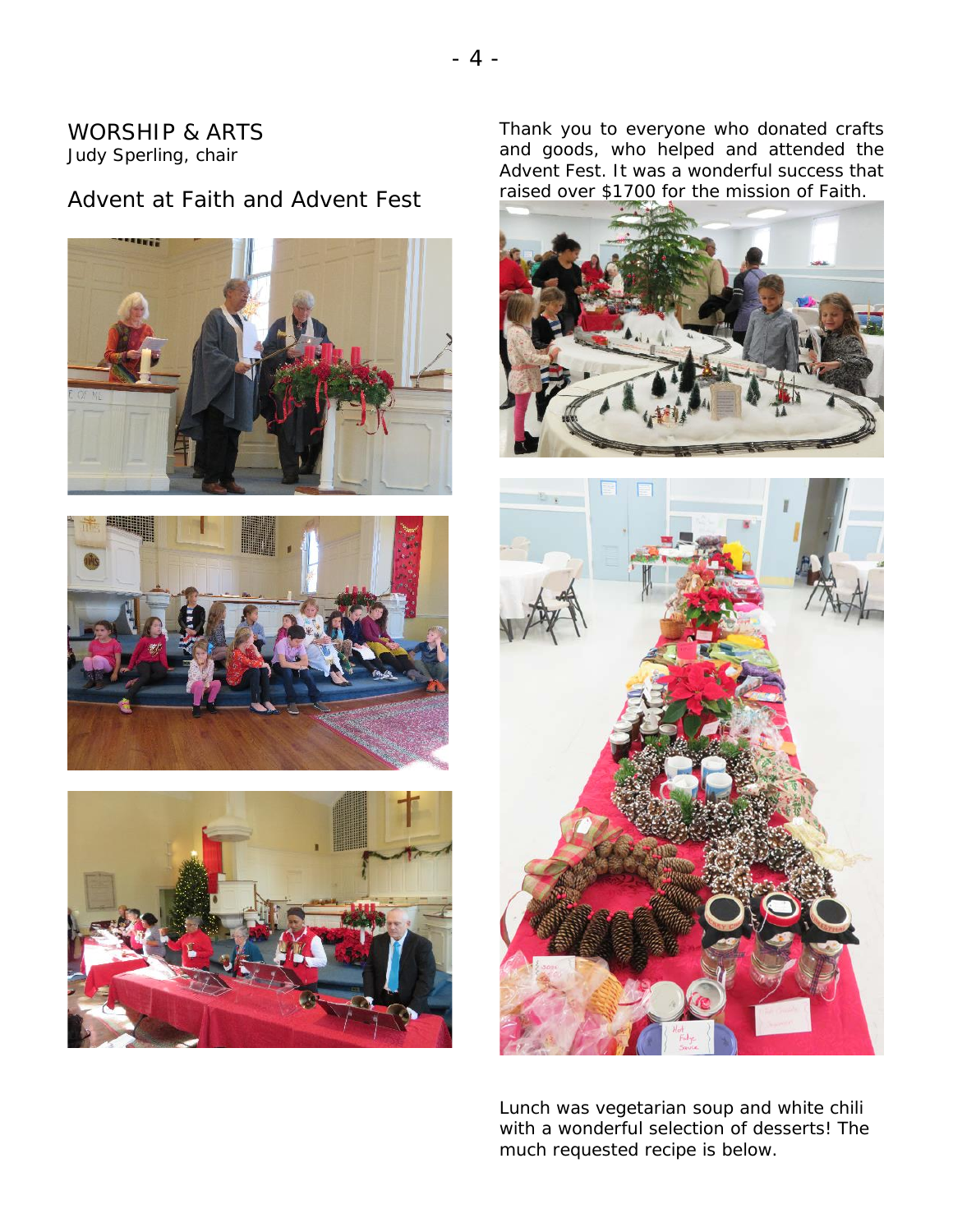## WORSHIP & ARTS

Judy Sperling, chair

### Advent at Faith and Advent Fest

Thank you to everyone who donated crafts and goods, who helped and attended the Advent Fest. It was a wonderful success that raised over $1700 for the mission of Faith.

Lunch was vegetarian soup and white chili with a wonderful selection of desserts! The much requested recipe is below.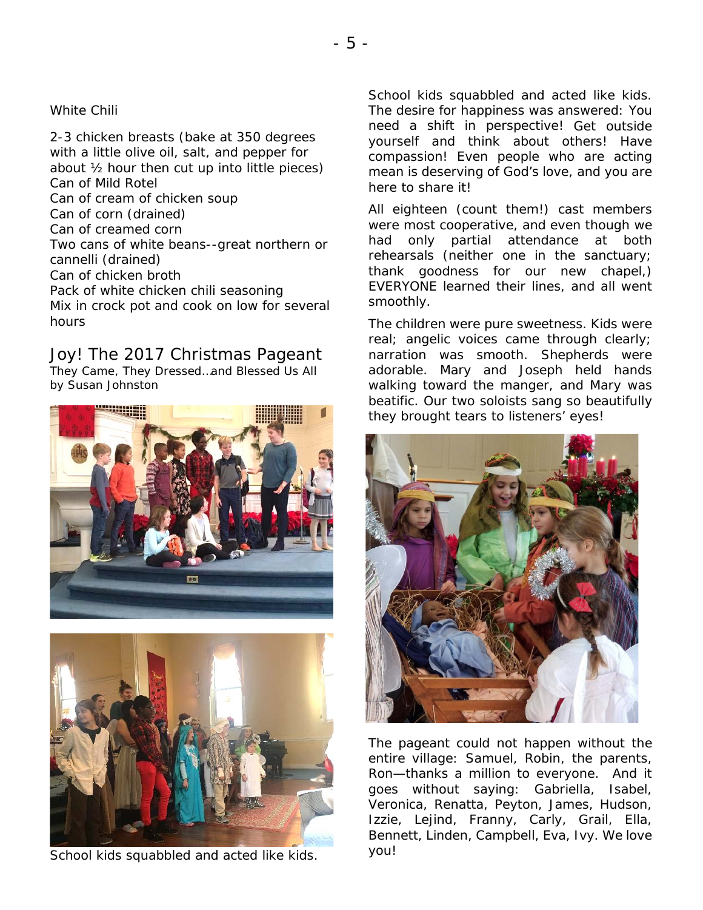White Chili

2-3 chicken breasts (bake at 350 degrees with a little olive oil, salt, and pepper for about ½ hour then cut up into little pieces)
Can of Mild Rotel
Can of cream of chicken soup
Can of corn (drained)
Can of creamed corn
Two cans of white beans--great northern or cannelli (drained)
Can of chicken broth
Pack of white chicken chili seasoning
Mix in crock pot and cook on low for several hours

## Joy! The 2017 Christmas Pageant

They Came, They Dressed…and Blessed Us All
by Susan Johnston

School kids squabbled and acted like kids.

School kids squabbled and acted like kids. The desire for happiness was answered: You need a shift in perspective! Get outside yourself and think about others! Have compassion! Even people who are acting mean is deserving of God's love, and you are here to share it!

All eighteen (count them!) cast members were most cooperative, and even though we had only partial attendance at both rehearsals (neither one in the sanctuary; thank goodness for our new chapel,) EVERYONE learned their lines, and all went smoothly.

The children were pure sweetness. Kids were real; angelic voices came through clearly; narration was smooth. Shepherds were adorable. Mary and Joseph held hands walking toward the manger, and Mary was beatific. Our two soloists sang so beautifully they brought tears to listeners' eyes!

The pageant could not happen without the entire village: Samuel, Robin, the parents, Ron—thanks a million to everyone. And it goes without saying: Gabriella, Isabel, Veronica, Renatta, Peyton, James, Hudson, Izzie, Lejind, Franny, Carly, Grail, Ella, Bennett, Linden, Campbell, Eva, Ivy. We love you!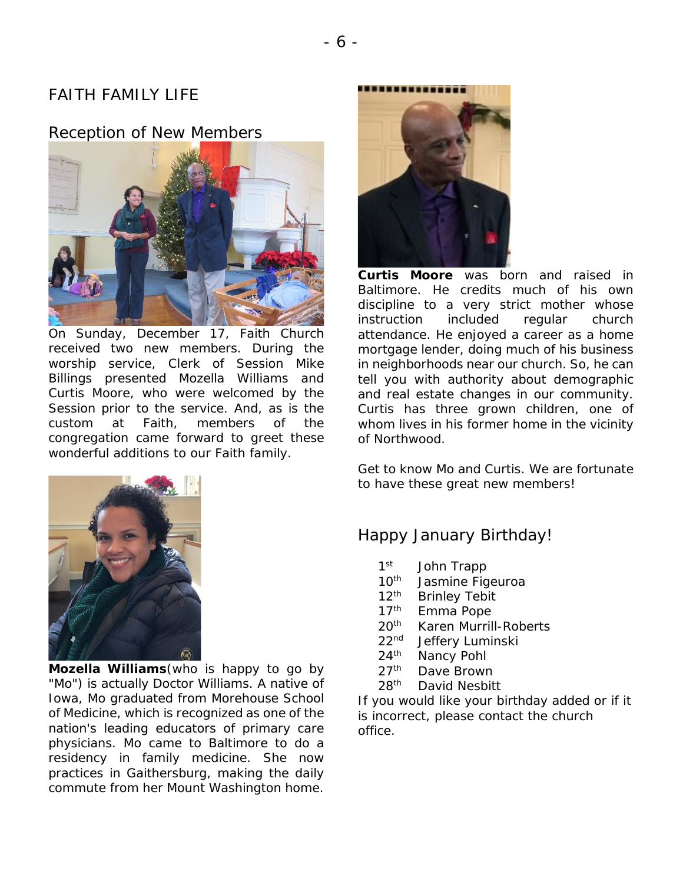# FAITH FAMILY LIFE

## Reception of New Members

On Sunday, December 17, Faith Church received two new members. During the worship service, Clerk of Session Mike Billings presented Mozella Williams and Curtis Moore, who were welcomed by the Session prior to the service. And, as is the custom at Faith, members of the congregation came forward to greet these wonderful additions to our Faith family.

**Mozella Williams**(who is happy to go by "Mo") is actually Doctor Williams. A native of Iowa, Mo graduated from Morehouse School of Medicine, which is recognized as one of the nation's leading educators of primary care physicians. Mo came to Baltimore to do a residency in family medicine. She now practices in Gaithersburg, making the daily commute from her Mount Washington home.

**Curtis Moore** was born and raised in Baltimore. He credits much of his own discipline to a very strict mother whose instruction included regular church attendance. He enjoyed a career as a home mortgage lender, doing much of his business in neighborhoods near our church. So, he can tell you with authority about demographic and real estate changes in our community. Curtis has three grown children, one of whom lives in his former home in the vicinity of Northwood.

Get to know Mo and Curtis. We are fortunate to have these great new members!

## Happy January Birthday!

- 1st John Trapp
- 10th Jasmine Figeuroa
- 12th Brinley Tebit
- 17th Emma Pope
- 20th Karen Murrill-Roberts
- 22nd Jeffery Luminski
- 24th Nancy Pohl
- 27th Dave Brown
- 28th David Nesbitt

If you would like your birthday added or if it is incorrect, please contact the church office.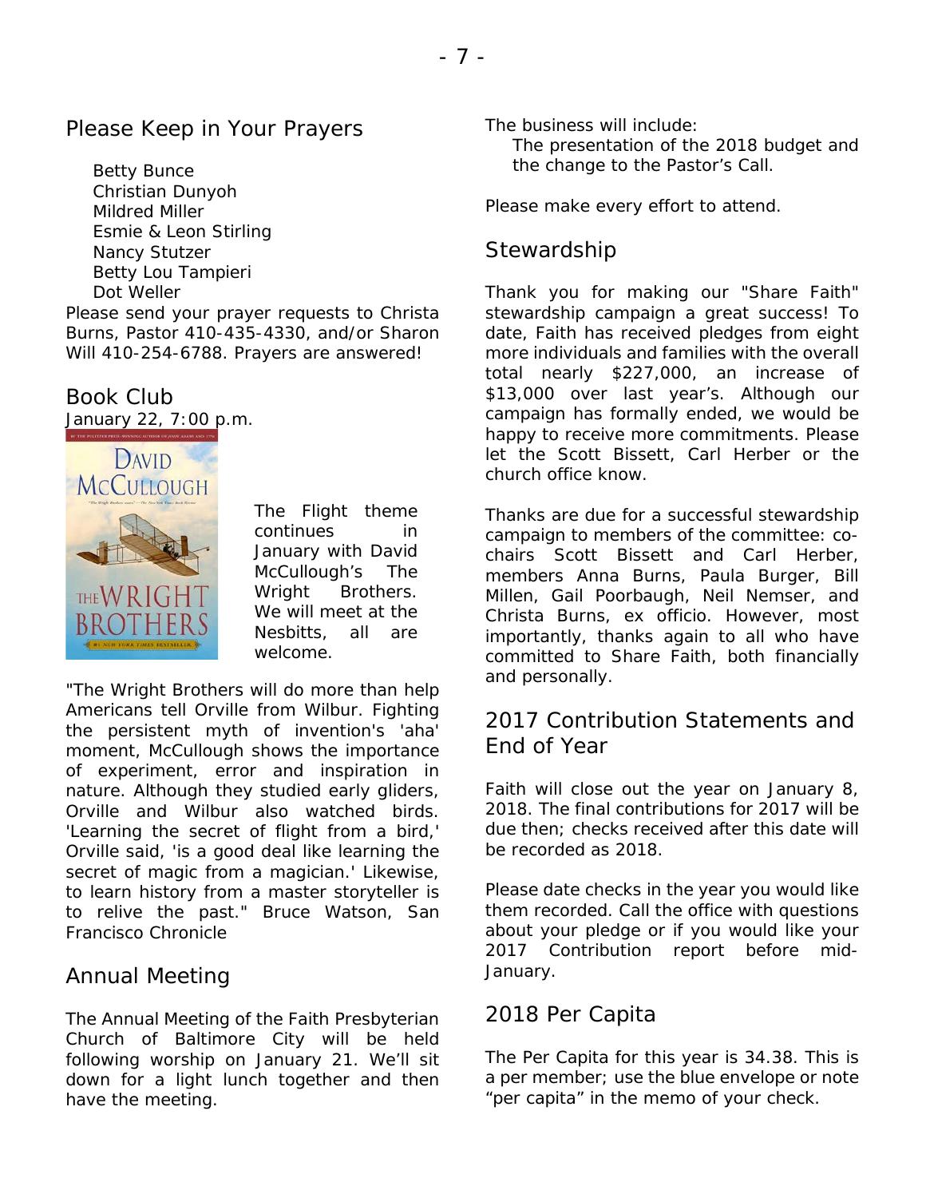## Please Keep in Your Prayers

Betty Bunce
Christian Dunyoh
Mildred Miller
Esmie & Leon Stirling
Nancy Stutzer
Betty Lou Tampieri
Dot Weller

Please send your prayer requests to Christa Burns, Pastor 410-435-4330, and/or Sharon Will 410-254-6788. Prayers are answered!

## Book Club

January 22, 7:00 p.m.

The Flight theme continues in January with David McCullough's The Wright Brothers. We will meet at the Nesbitts, all are welcome.

"The Wright Brothers will do more than help Americans tell Orville from Wilbur. Fighting the persistent myth of invention's 'aha' moment, McCullough shows the importance of experiment, error and inspiration in nature. Although they studied early gliders, Orville and Wilbur also watched birds. 'Learning the secret of flight from a bird,' Orville said, 'is a good deal like learning the secret of magic from a magician.' Likewise, to learn history from a master storyteller is to relive the past." Bruce Watson, San Francisco Chronicle

## Annual Meeting

The Annual Meeting of the Faith Presbyterian Church of Baltimore City will be held following worship on January 21. We'll sit down for a light lunch together and then have the meeting.

The business will include:

The presentation of the 2018 budget and the change to the Pastor's Call.

Please make every effort to attend.

## Stewardship

Thank you for making our "Share Faith" stewardship campaign a great success! To date, Faith has received pledges from eight more individuals and families with the overall total nearly $227,000, an increase of $13,000 over last year's. Although our campaign has formally ended, we would be happy to receive more commitments. Please let the Scott Bissett, Carl Herber or the church office know.

Thanks are due for a successful stewardship campaign to members of the committee: co-chairs Scott Bissett and Carl Herber, members Anna Burns, Paula Burger, Bill Millen, Gail Poorbaugh, Neil Nemser, and Christa Burns, ex officio. However, most importantly, thanks again to all who have committed to Share Faith, both financially and personally.

## 2017 Contribution Statements and End of Year

Faith will close out the year on January 8, 2018. The final contributions for 2017 will be due then; checks received after this date will be recorded as 2018.

Please date checks in the year you would like them recorded. Call the office with questions about your pledge or if you would like your 2017 Contribution report before mid-January.

## 2018 Per Capita

The Per Capita for this year is 34.38. This is a per member; use the blue envelope or note "per capita" in the memo of your check.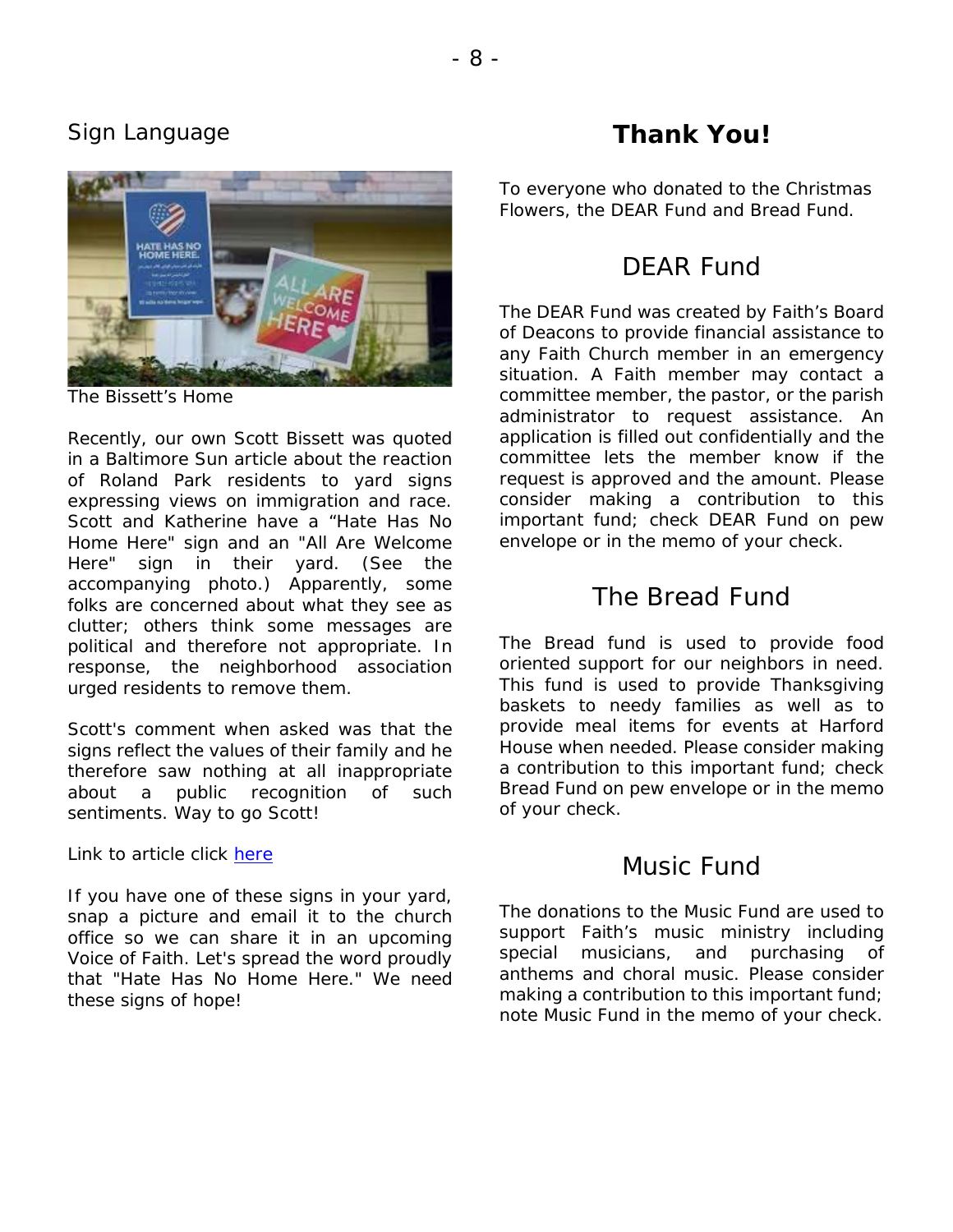## Sign Language

The Bissett's Home

Recently, our own Scott Bissett was quoted in a Baltimore Sun article about the reaction of Roland Park residents to yard signs expressing views on immigration and race. Scott and Katherine have a "Hate Has No Home Here" sign and an "All Are Welcome Here" sign in their yard. (See the accompanying photo.) Apparently, some folks are concerned about what they see as clutter; others think some messages are political and therefore not appropriate. In response, the neighborhood association urged residents to remove them.

Scott's comment when asked was that the signs reflect the values of their family and he therefore saw nothing at all inappropriate about a public recognition of such sentiments. Way to go Scott!

Link to article click here

If you have one of these signs in your yard, snap a picture and email it to the church office so we can share it in an upcoming Voice of Faith. Let's spread the word proudly that "Hate Has No Home Here." We need these signs of hope!

# Thank You!

To everyone who donated to the Christmas Flowers, the DEAR Fund and Bread Fund.

## DEAR Fund

The DEAR Fund was created by Faith's Board of Deacons to provide financial assistance to any Faith Church member in an emergency situation. A Faith member may contact a committee member, the pastor, or the parish administrator to request assistance. An application is filled out confidentially and the committee lets the member know if the request is approved and the amount. Please consider making a contribution to this important fund; check DEAR Fund on pew envelope or in the memo of your check.

## The Bread Fund

The Bread fund is used to provide food oriented support for our neighbors in need. This fund is used to provide Thanksgiving baskets to needy families as well as to provide meal items for events at Harford House when needed. Please consider making a contribution to this important fund; check Bread Fund on pew envelope or in the memo of your check.

## Music Fund

The donations to the Music Fund are used to support Faith's music ministry including special musicians, and purchasing of anthems and choral music. Please consider making a contribution to this important fund; note Music Fund in the memo of your check.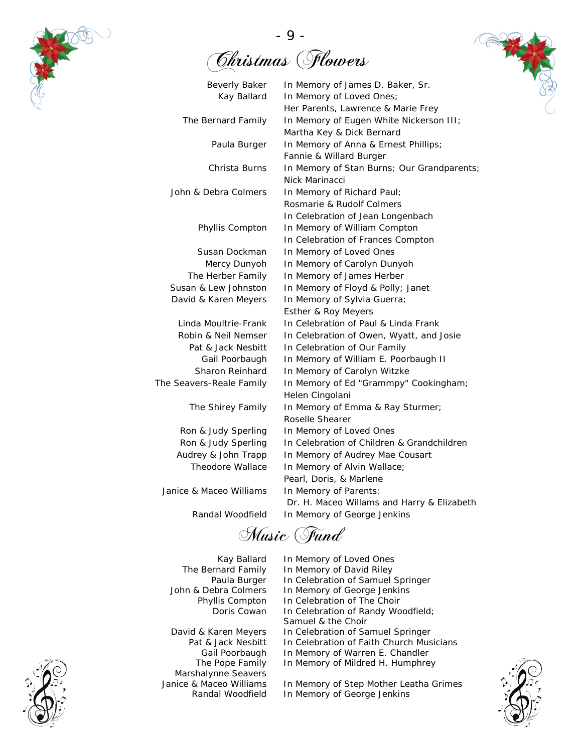# Christmas Flowers

| | |
|---|---|
| Beverly Baker | In Memory of James D. Baker, Sr. |
| Kay Ballard | In Memory of Loved Ones; Her Parents, Lawrence & Marie Frey |
| The Bernard Family | In Memory of Eugen White Nickerson III; Martha Key & Dick Bernard |
| Paula Burger | In Memory of Anna & Ernest Phillips; Fannie & Willard Burger |
| Christa Burns | In Memory of Stan Burns; Our Grandparents; Nick Marinacci |
| John & Debra Colmers | In Memory of Richard Paul; Rosmarie & Rudolf Colmers<br>In Celebration of Jean Longenbach |
| Phyllis Compton | In Memory of William Compton<br>In Celebration of Frances Compton |
| Susan Dockman | In Memory of Loved Ones |
| Mercy Dunyoh | In Memory of Carolyn Dunyoh |
| The Herber Family | In Memory of James Herber |
| Susan & Lew Johnston | In Memory of Floyd & Polly; Janet |
| David & Karen Meyers | In Memory of Sylvia Guerra; Esther & Roy Meyers |
| Linda Moultrie-Frank | In Celebration of Paul & Linda Frank |
| Robin & Neil Nemser | In Celebration of Owen, Wyatt, and Josie |
| Pat & Jack Nesbitt | In Celebration of Our Family |
| Gail Poorbaugh | In Memory of William E. Poorbaugh II |
| Sharon Reinhard | In Memory of Carolyn Witzke |
| The Seavers-Reale Family | In Memory of Ed "Grammpy" Cookingham; Helen Cingolani |
| The Shirey Family | In Memory of Emma & Ray Sturmer; Roselle Shearer |
| Ron & Judy Sperling | In Memory of Loved Ones |
| Ron & Judy Sperling | In Celebration of Children & Grandchildren |
| Audrey & John Trapp | In Memory of Audrey Mae Cousart |
| Theodore Wallace | In Memory of Alvin Wallace; Pearl, Doris, & Marlene |
| Janice & Maceo Williams | In Memory of Parents: Dr. H. Maceo Willams and Harry & Elizabeth |
| Randal Woodfield | In Memory of George Jenkins |

# Music Fund

| | |
|---|---|
| Kay Ballard | In Memory of Loved Ones |
| The Bernard Family | In Memory of David Riley |
| Paula Burger | In Celebration of Samuel Springer |
| John & Debra Colmers | In Memory of George Jenkins |
| Phyllis Compton | In Celebration of The Choir |
| Doris Cowan | In Celebration of Randy Woodfield; Samuel & the Choir |
| David & Karen Meyers | In Celebration of Samuel Springer |
| Pat & Jack Nesbitt | In Celebration of Faith Church Musicians |
| Gail Poorbaugh | In Memory of Warren E. Chandler |
| The Pope Family | In Memory of Mildred H. Humphrey |
| Marshalynne Seavers | |
| Janice & Maceo Williams | In Memory of Step Mother Leatha Grimes |
| Randal Woodfield | In Memory of George Jenkins |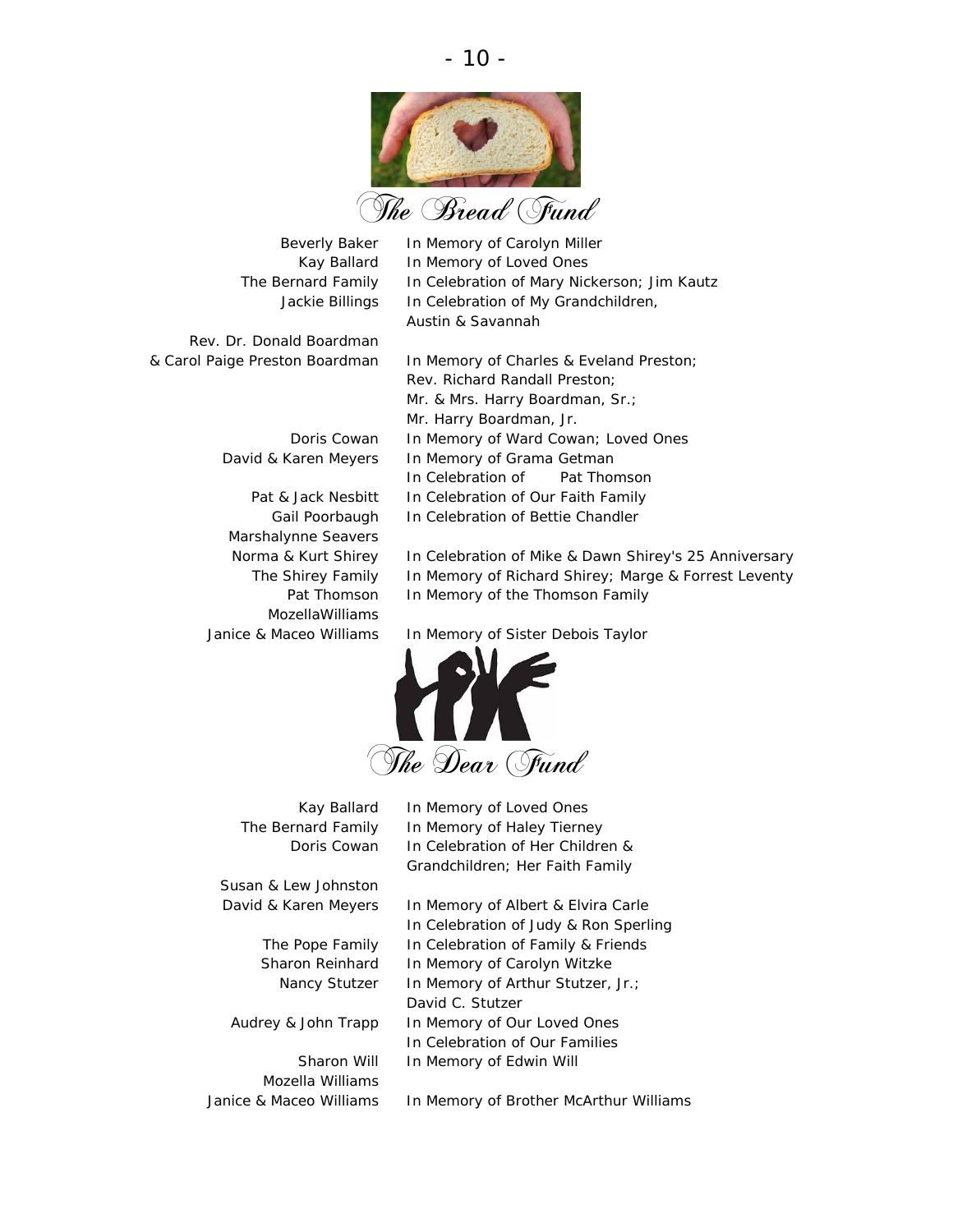## The Bread Fund

| | |
|---|---|
| Beverly Baker | In Memory of Carolyn Miller |
| Kay Ballard | In Memory of Loved Ones |
| The Bernard Family | In Celebration of Mary Nickerson; Jim Kautz |
| Jackie Billings | In Celebration of My Grandchildren, Austin & Savannah |
| Rev. Dr. Donald Boardman & Carol Paige Preston Boardman | In Memory of Charles & Eveland Preston; Rev. Richard Randall Preston; Mr. & Mrs. Harry Boardman, Sr.; Mr. Harry Boardman, Jr. |
| Doris Cowan | In Memory of Ward Cowan; Loved Ones |
| David & Karen Meyers | In Memory of Grama Getman<br>In Celebration of Pat Thomson |
| Pat & Jack Nesbitt | In Celebration of Our Faith Family |
| Gail Poorbaugh | In Celebration of Bettie Chandler |
| Marshalynne Seavers | |
| Norma & Kurt Shirey | In Celebration of Mike & Dawn Shirey's 25 Anniversary |
| The Shirey Family | In Memory of Richard Shirey; Marge & Forrest Leventy |
| Pat Thomson | In Memory of the Thomson Family |
| MozellaWilliams | |
| Janice & Maceo Williams | In Memory of Sister Debois Taylor |

## The Dear Fund

| | |
|---|---|
| Kay Ballard | In Memory of Loved Ones |
| The Bernard Family | In Memory of Haley Tierney |
| Doris Cowan | In Celebration of Her Children & Grandchildren; Her Faith Family |
| Susan & Lew Johnston | |
| David & Karen Meyers | In Memory of Albert & Elvira Carle<br>In Celebration of Judy & Ron Sperling |
| The Pope Family | In Celebration of Family & Friends |
| Sharon Reinhard | In Memory of Carolyn Witzke |
| Nancy Stutzer | In Memory of Arthur Stutzer, Jr.; David C. Stutzer |
| Audrey & John Trapp | In Memory of Our Loved Ones<br>In Celebration of Our Families |
| Sharon Will | In Memory of Edwin Will |
| Mozella Williams | |
| Janice & Maceo Williams | In Memory of Brother McArthur Williams |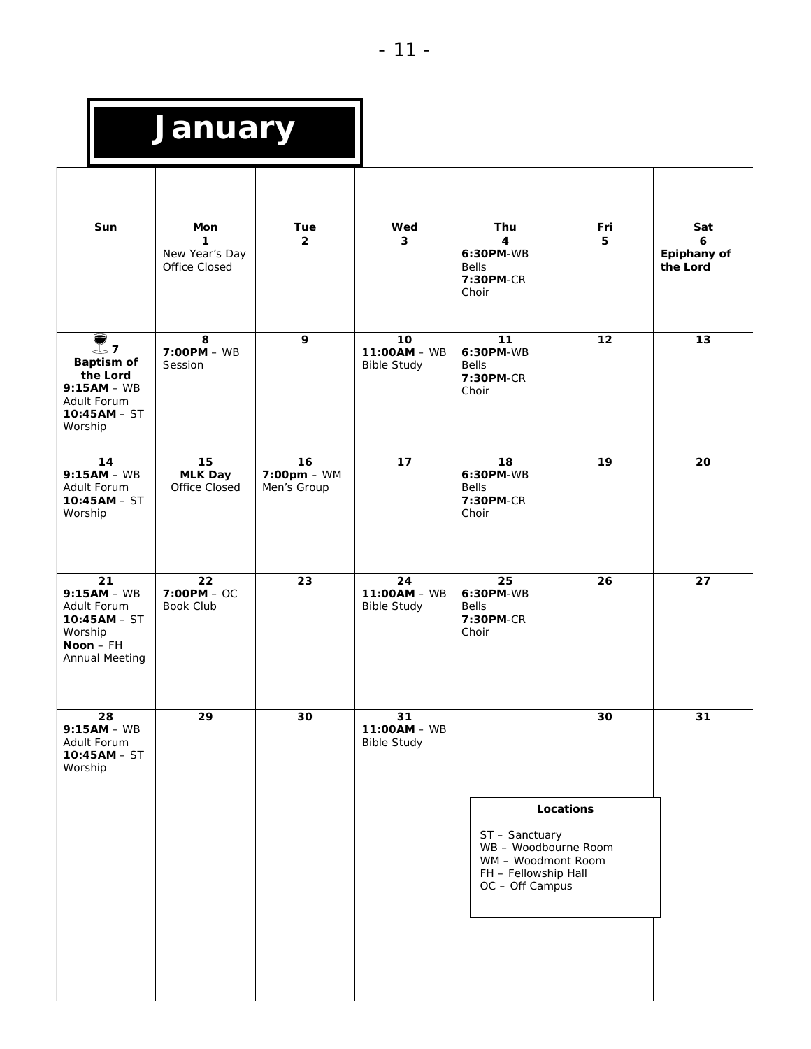# January

| Sun | Mon | Tue | Wed | Thu | Fri | Sat |
|---|---|---|---|---|---|---|
| | **1** New Year's Day Office Closed | **2** | **3** | **4** **6:30PM**-WB Bells **7:30PM**-CR Choir | **5** | **6** **Epiphany of the Lord** |
| **7** **Baptism of the Lord** **9:15AM** – WB Adult Forum **10:45AM** – ST Worship | **8** **7:00PM** – WB Session | **9** | **10** **11:00AM** – WB Bible Study | **11** **6:30PM**-WB Bells **7:30PM**-CR Choir | **12** | **13** |
| **14** **9:15AM** – WB Adult Forum **10:45AM** – ST Worship | **15** **MLK Day** Office Closed | **16** **7:00pm** – WM Men's Group | **17** | **18** **6:30PM**-WB Bells **7:30PM**-CR Choir | **19** | **20** |
| **21** **9:15AM** – WB Adult Forum **10:45AM** – ST Worship **Noon** – FH Annual Meeting | **22** **7:00PM** – OC Book Club | **23** | **24** **11:00AM** – WB Bible Study | **25** **6:30PM**-WB Bells **7:30PM**-CR Choir | **26** | **27** |
| **28** **9:15AM** – WB Adult Forum **10:45AM** – ST Worship | **29** | **30** | **31** **11:00AM** – WB Bible Study | | **30** | **31** |

**Locations**

ST – Sanctuary
WB – Woodbourne Room
WM – Woodmont Room
FH – Fellowship Hall
OC – Off Campus